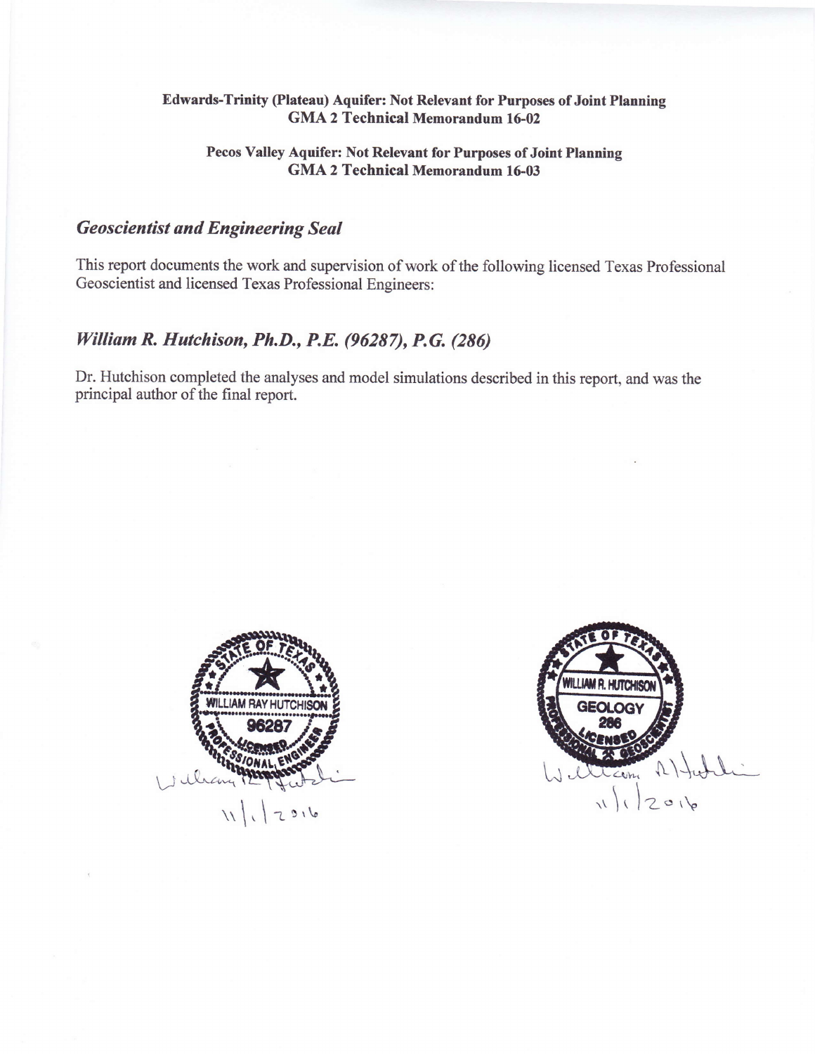**Edwards-Trinity (Plateau) Aquifer: Not Relevant for Purposes of Joint Planning**
**GMA 2 Technical Memorandum 16-02**

**Pecos Valley Aquifer: Not Relevant for Purposes of Joint Planning**
**GMA 2 Technical Memorandum 16-03**

## *Geoscientist and Engineering Seal*

This report documents the work and supervision of work of the following licensed Texas Professional Geoscientist and licensed Texas Professional Engineers:

## *William R. Hutchison, Ph.D., P.E. (96287), P.G. (286)*

Dr. Hutchison completed the analyses and model simulations described in this report, and was the principal author of the final report.

STATE OF TEXAS
WILLIAM RAY HUTCHISON
96287
LICENSED
PROFESSIONAL ENGINEER

11/1/2016

STATE OF TEXAS
WILLIAM R. HUTCHISON
GEOLOGY
286
LICENSED
PROFESSIONAL GEOSCIENTIST

11/1/2016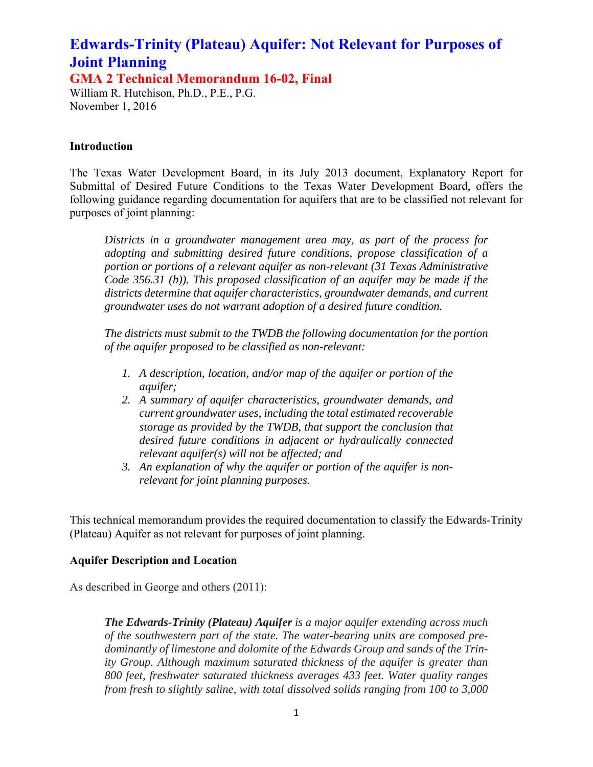# Edwards-Trinity (Plateau) Aquifer: Not Relevant for Purposes of Joint Planning

## GMA 2 Technical Memorandum 16-02, Final

William R. Hutchison, Ph.D., P.E., P.G.
November 1, 2016

### Introduction

The Texas Water Development Board, in its July 2013 document, Explanatory Report for Submittal of Desired Future Conditions to the Texas Water Development Board, offers the following guidance regarding documentation for aquifers that are to be classified not relevant for purposes of joint planning:

> *Districts in a groundwater management area may, as part of the process for adopting and submitting desired future conditions, propose classification of a portion or portions of a relevant aquifer as non-relevant (31 Texas Administrative Code 356.31 (b)). This proposed classification of an aquifer may be made if the districts determine that aquifer characteristics, groundwater demands, and current groundwater uses do not warrant adoption of a desired future condition.*
>
> *The districts must submit to the TWDB the following documentation for the portion of the aquifer proposed to be classified as non-relevant:*
>
> 1. *A description, location, and/or map of the aquifer or portion of the aquifer;*
> 2. *A summary of aquifer characteristics, groundwater demands, and current groundwater uses, including the total estimated recoverable storage as provided by the TWDB, that support the conclusion that desired future conditions in adjacent or hydraulically connected relevant aquifer(s) will not be affected; and*
> 3. *An explanation of why the aquifer or portion of the aquifer is non-relevant for joint planning purposes.*

This technical memorandum provides the required documentation to classify the Edwards-Trinity (Plateau) Aquifer as not relevant for purposes of joint planning.

### Aquifer Description and Location

As described in George and others (2011):

> ***The Edwards-Trinity (Plateau) Aquifer*** *is a major aquifer extending across much of the southwestern part of the state. The water-bearing units are composed predominantly of limestone and dolomite of the Edwards Group and sands of the Trinity Group. Although maximum saturated thickness of the aquifer is greater than 800 feet, freshwater saturated thickness averages 433 feet. Water quality ranges from fresh to slightly saline, with total dissolved solids ranging from 100 to 3,000*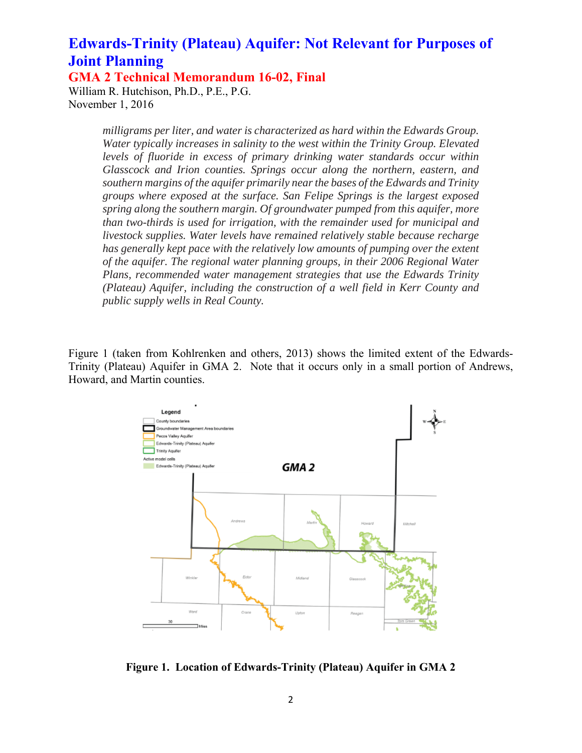*milligrams per liter, and water is characterized as hard within the Edwards Group. Water typically increases in salinity to the west within the Trinity Group. Elevated levels of fluoride in excess of primary drinking water standards occur within Glasscock and Irion counties. Springs occur along the northern, eastern, and southern margins of the aquifer primarily near the bases of the Edwards and Trinity groups where exposed at the surface. San Felipe Springs is the largest exposed spring along the southern margin. Of groundwater pumped from this aquifer, more than two-thirds is used for irrigation, with the remainder used for municipal and livestock supplies. Water levels have remained relatively stable because recharge has generally kept pace with the relatively low amounts of pumping over the extent of the aquifer. The regional water planning groups, in their 2006 Regional Water Plans, recommended water management strategies that use the Edwards Trinity (Plateau) Aquifer, including the construction of a well field in Kerr County and public supply wells in Real County.*

Figure 1 (taken from Kohlrenken and others, 2013) shows the limited extent of the Edwards-Trinity (Plateau) Aquifer in GMA 2. Note that it occurs only in a small portion of Andrews, Howard, and Martin counties.

**Figure 1. Location of Edwards-Trinity (Plateau) Aquifer in GMA 2**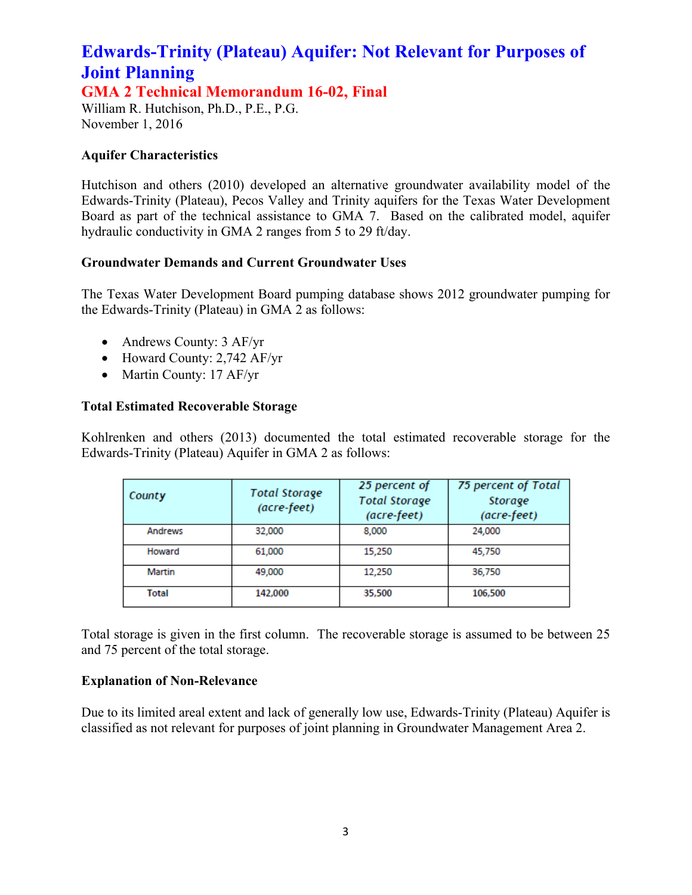# Edwards-Trinity (Plateau) Aquifer: Not Relevant for Purposes of Joint Planning

## GMA 2 Technical Memorandum 16-02, Final

William R. Hutchison, Ph.D., P.E., P.G.
November 1, 2016

### Aquifer Characteristics

Hutchison and others (2010) developed an alternative groundwater availability model of the Edwards-Trinity (Plateau), Pecos Valley and Trinity aquifers for the Texas Water Development Board as part of the technical assistance to GMA 7. Based on the calibrated model, aquifer hydraulic conductivity in GMA 2 ranges from 5 to 29 ft/day.

### Groundwater Demands and Current Groundwater Uses

The Texas Water Development Board pumping database shows 2012 groundwater pumping for the Edwards-Trinity (Plateau) in GMA 2 as follows:

- Andrews County: 3 AF/yr
- Howard County: 2,742 AF/yr
- Martin County: 17 AF/yr

### Total Estimated Recoverable Storage

Kohlrenken and others (2013) documented the total estimated recoverable storage for the Edwards-Trinity (Plateau) Aquifer in GMA 2 as follows:

| *County* | *Total Storage (acre-feet)* | *25 percent of Total Storage (acre-feet)* | *75 percent of Total Storage (acre-feet)* |
|---|---|---|---|
| Andrews | 32,000 | 8,000 | 24,000 |
| Howard | 61,000 | 15,250 | 45,750 |
| Martin | 49,000 | 12,250 | 36,750 |
| Total | 142,000 | 35,500 | 106,500 |

Total storage is given in the first column. The recoverable storage is assumed to be between 25 and 75 percent of the total storage.

### Explanation of Non-Relevance

Due to its limited areal extent and lack of generally low use, Edwards-Trinity (Plateau) Aquifer is classified as not relevant for purposes of joint planning in Groundwater Management Area 2.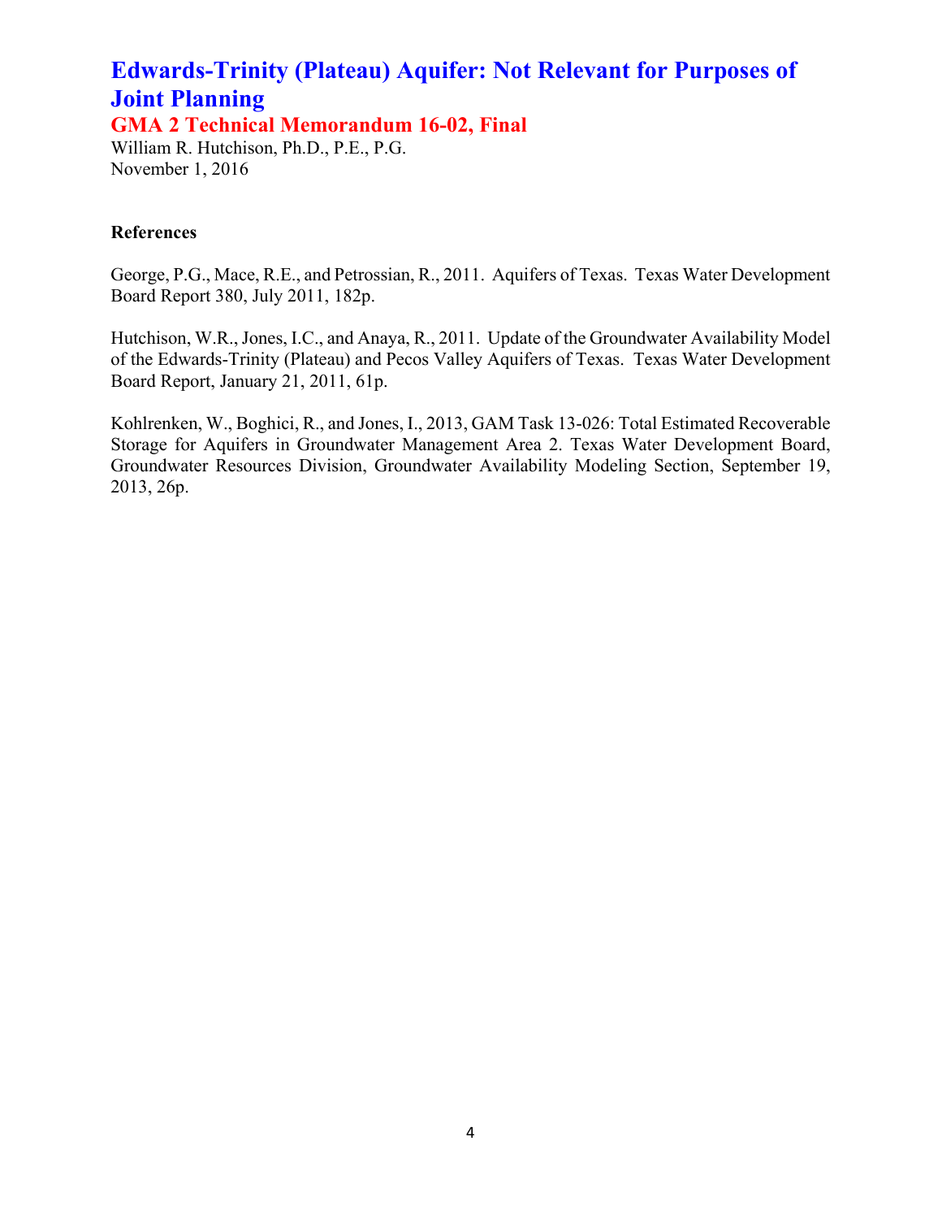### References

George, P.G., Mace, R.E., and Petrossian, R., 2011. Aquifers of Texas. Texas Water Development Board Report 380, July 2011, 182p.

Hutchison, W.R., Jones, I.C., and Anaya, R., 2011. Update of the Groundwater Availability Model of the Edwards-Trinity (Plateau) and Pecos Valley Aquifers of Texas. Texas Water Development Board Report, January 21, 2011, 61p.

Kohlrenken, W., Boghici, R., and Jones, I., 2013, GAM Task 13-026: Total Estimated Recoverable Storage for Aquifers in Groundwater Management Area 2. Texas Water Development Board, Groundwater Resources Division, Groundwater Availability Modeling Section, September 19, 2013, 26p.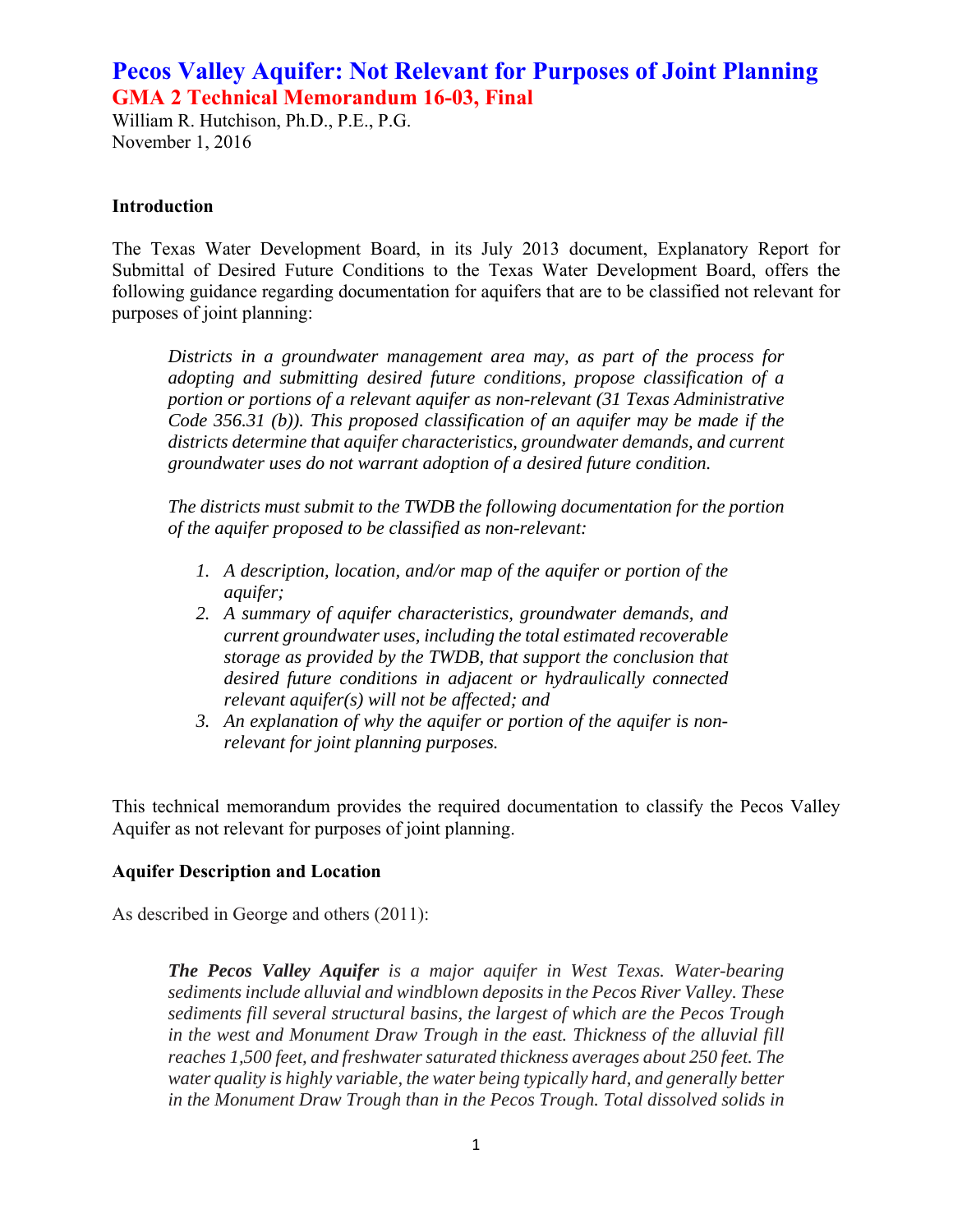# Pecos Valley Aquifer: Not Relevant for Purposes of Joint Planning

## GMA 2 Technical Memorandum 16-03, Final

William R. Hutchison, Ph.D., P.E., P.G.
November 1, 2016

### Introduction

The Texas Water Development Board, in its July 2013 document, Explanatory Report for Submittal of Desired Future Conditions to the Texas Water Development Board, offers the following guidance regarding documentation for aquifers that are to be classified not relevant for purposes of joint planning:

> *Districts in a groundwater management area may, as part of the process for adopting and submitting desired future conditions, propose classification of a portion or portions of a relevant aquifer as non-relevant (31 Texas Administrative Code 356.31 (b)). This proposed classification of an aquifer may be made if the districts determine that aquifer characteristics, groundwater demands, and current groundwater uses do not warrant adoption of a desired future condition.*
>
> *The districts must submit to the TWDB the following documentation for the portion of the aquifer proposed to be classified as non-relevant:*
>
> 1. *A description, location, and/or map of the aquifer or portion of the aquifer;*
> 2. *A summary of aquifer characteristics, groundwater demands, and current groundwater uses, including the total estimated recoverable storage as provided by the TWDB, that support the conclusion that desired future conditions in adjacent or hydraulically connected relevant aquifer(s) will not be affected; and*
> 3. *An explanation of why the aquifer or portion of the aquifer is non-relevant for joint planning purposes.*

This technical memorandum provides the required documentation to classify the Pecos Valley Aquifer as not relevant for purposes of joint planning.

### Aquifer Description and Location

As described in George and others (2011):

> ***The Pecos Valley Aquifer*** *is a major aquifer in West Texas. Water-bearing sediments include alluvial and windblown deposits in the Pecos River Valley. These sediments fill several structural basins, the largest of which are the Pecos Trough in the west and Monument Draw Trough in the east. Thickness of the alluvial fill reaches 1,500 feet, and freshwater saturated thickness averages about 250 feet. The water quality is highly variable, the water being typically hard, and generally better in the Monument Draw Trough than in the Pecos Trough. Total dissolved solids in*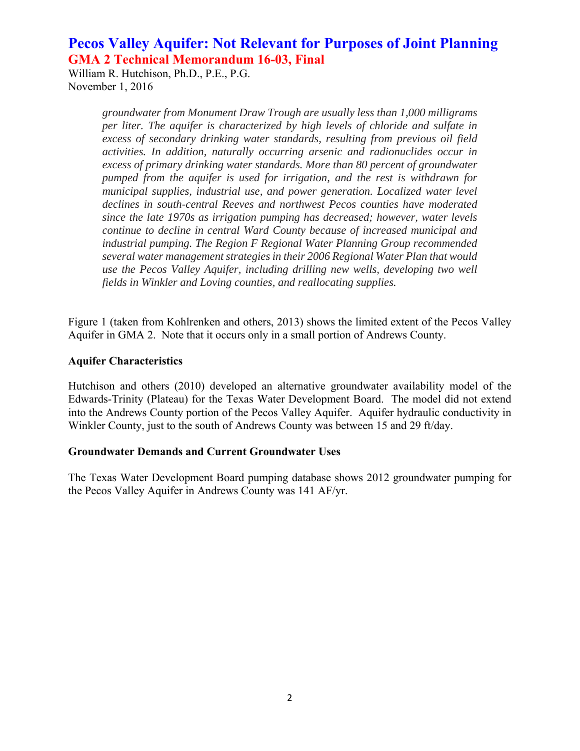*groundwater from Monument Draw Trough are usually less than 1,000 milligrams per liter. The aquifer is characterized by high levels of chloride and sulfate in excess of secondary drinking water standards, resulting from previous oil field activities. In addition, naturally occurring arsenic and radionuclides occur in excess of primary drinking water standards. More than 80 percent of groundwater pumped from the aquifer is used for irrigation, and the rest is withdrawn for municipal supplies, industrial use, and power generation. Localized water level declines in south-central Reeves and northwest Pecos counties have moderated since the late 1970s as irrigation pumping has decreased; however, water levels continue to decline in central Ward County because of increased municipal and industrial pumping. The Region F Regional Water Planning Group recommended several water management strategies in their 2006 Regional Water Plan that would use the Pecos Valley Aquifer, including drilling new wells, developing two well fields in Winkler and Loving counties, and reallocating supplies.*

Figure 1 (taken from Kohlrenken and others, 2013) shows the limited extent of the Pecos Valley Aquifer in GMA 2. Note that it occurs only in a small portion of Andrews County.

**Aquifer Characteristics**

Hutchison and others (2010) developed an alternative groundwater availability model of the Edwards-Trinity (Plateau) for the Texas Water Development Board. The model did not extend into the Andrews County portion of the Pecos Valley Aquifer. Aquifer hydraulic conductivity in Winkler County, just to the south of Andrews County was between 15 and 29 ft/day.

**Groundwater Demands and Current Groundwater Uses**

The Texas Water Development Board pumping database shows 2012 groundwater pumping for the Pecos Valley Aquifer in Andrews County was 141 AF/yr.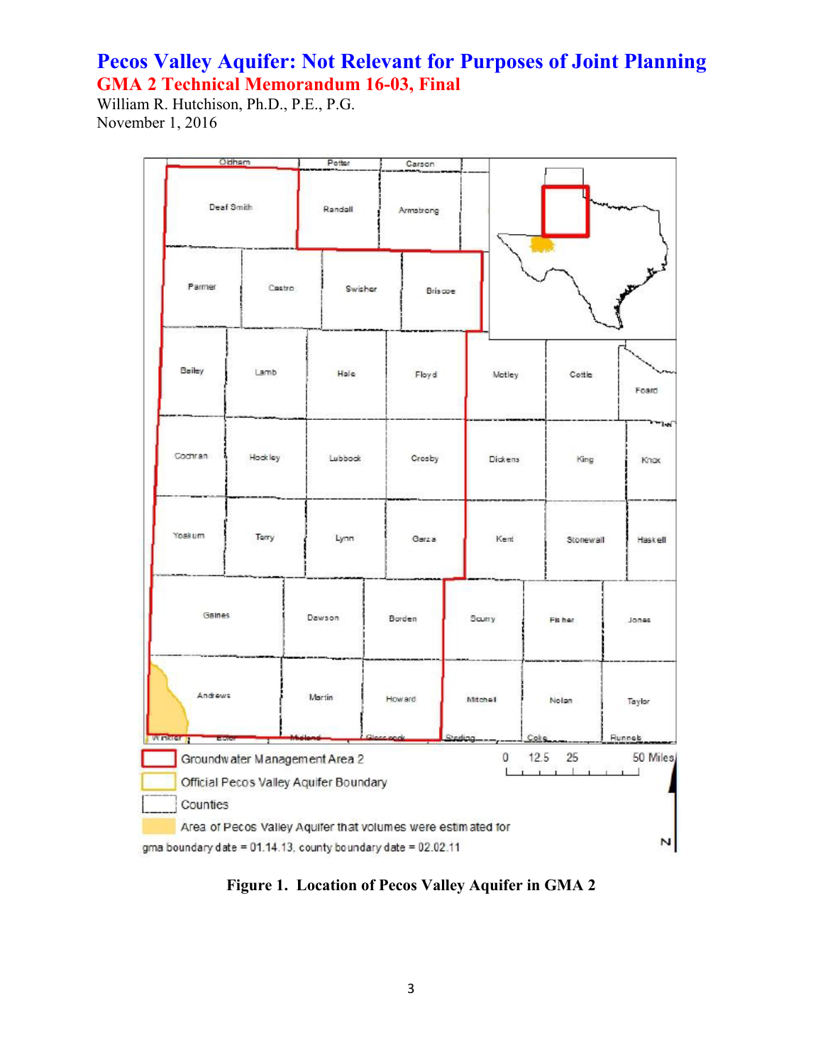# Pecos Valley Aquifer: Not Relevant for Purposes of Joint Planning

## GMA 2 Technical Memorandum 16-03, Final

William R. Hutchison, Ph.D., P.E., P.G.
November 1, 2016

**Figure 1. Location of Pecos Valley Aquifer in GMA 2**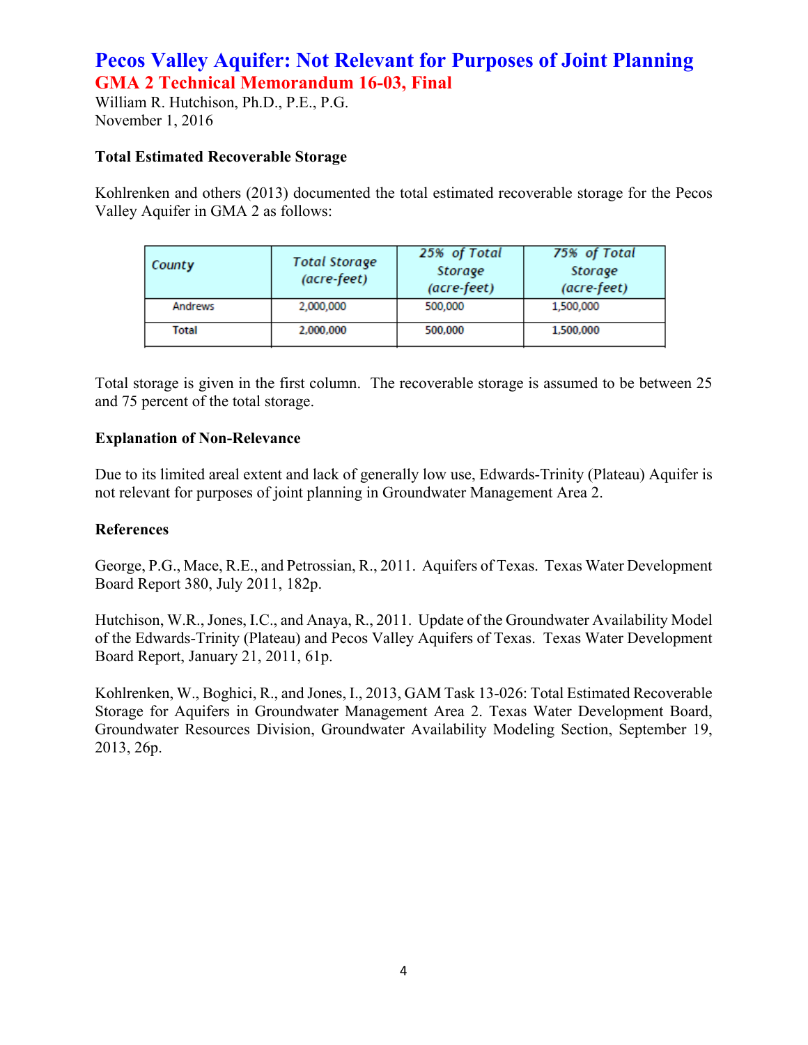# Pecos Valley Aquifer: Not Relevant for Purposes of Joint Planning

## GMA 2 Technical Memorandum 16-03, Final

William R. Hutchison, Ph.D., P.E., P.G.
November 1, 2016

### Total Estimated Recoverable Storage

Kohlrenken and others (2013) documented the total estimated recoverable storage for the Pecos Valley Aquifer in GMA 2 as follows:

| County | Total Storage (acre-feet) | 25% of Total Storage (acre-feet) | 75% of Total Storage (acre-feet) |
|---|---|---|---|
| Andrews | 2,000,000 | 500,000 | 1,500,000 |
| Total | 2,000,000 | 500,000 | 1,500,000 |

Total storage is given in the first column. The recoverable storage is assumed to be between 25 and 75 percent of the total storage.

### Explanation of Non-Relevance

Due to its limited areal extent and lack of generally low use, Edwards-Trinity (Plateau) Aquifer is not relevant for purposes of joint planning in Groundwater Management Area 2.

### References

George, P.G., Mace, R.E., and Petrossian, R., 2011. Aquifers of Texas. Texas Water Development Board Report 380, July 2011, 182p.

Hutchison, W.R., Jones, I.C., and Anaya, R., 2011. Update of the Groundwater Availability Model of the Edwards-Trinity (Plateau) and Pecos Valley Aquifers of Texas. Texas Water Development Board Report, January 21, 2011, 61p.

Kohlrenken, W., Boghici, R., and Jones, I., 2013, GAM Task 13-026: Total Estimated Recoverable Storage for Aquifers in Groundwater Management Area 2. Texas Water Development Board, Groundwater Resources Division, Groundwater Availability Modeling Section, September 19, 2013, 26p.